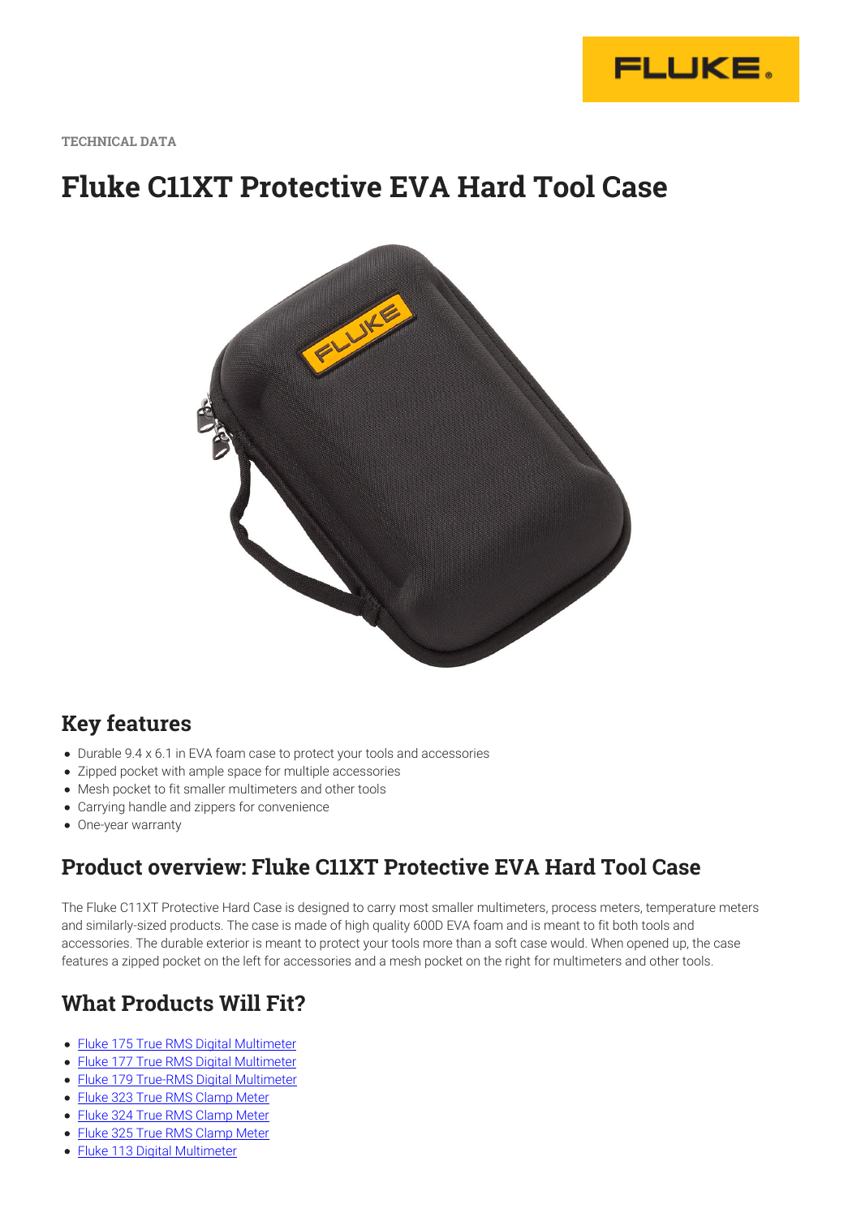TECHNICAL DATA

# Fluke C11XT Protective EVA Hard Tool Case

## Key features

- Durable 9.4 x 6.1 in EVA foam case to protect your tools and accessories
- Zipped pocket with ample space for multiple accessories
- Mesh pocket to fit smaller multimeters and other tools
- Carrying handle and zippers for convenience
- One-year warranty

## Product overview: Fluke C11XT Protective EVA Hard Tool Case

The Fluke C11XT Protective Hard Case is designed to carry most smaller multimeters, process meters, temperature meters and similarly-sized products. The case is made of high quality 600D EVA foam and is meant to fit both tools and accessories. The durable exterior is meant to protect your tools more than a soft case would. When opened up, the case features a zipped pocket on the left for accessories and a mesh pocket on the right for multimeters and other tools.

## What Products Will Fit?

- Fluke 175 True RMS Digital Multimeter
- Fluke 177 True RMS Digital Multimeter
- Fluke 179 True-RMS Digital Multimeter
- Fluke 323 True RMS Clamp Meter
- Fluke 324 True RMS Clamp Meter
- Fluke 325 True RMS Clamp Meter
- Fluke 113 Digital Multimeter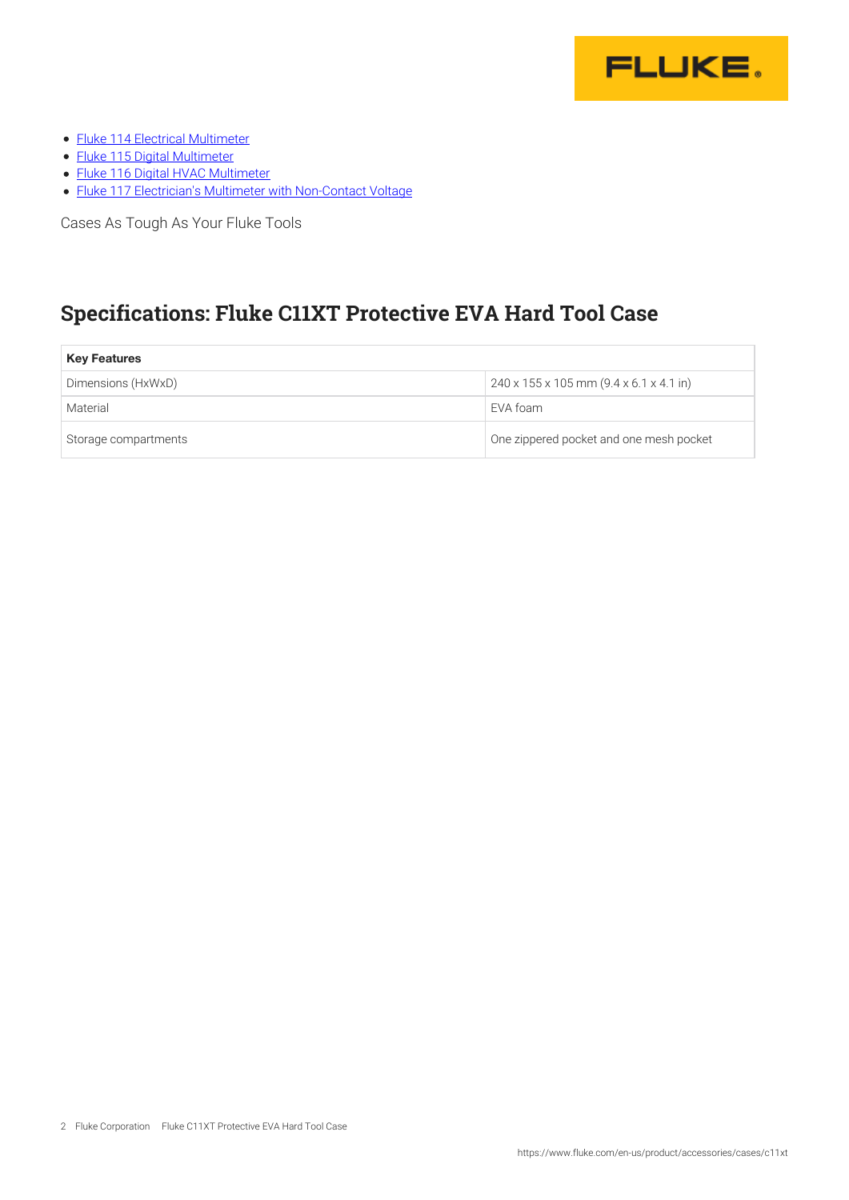- [Fluke 114 Electrical Multimeter]()
- [Fluke 115 Digital Multimeter]()
- [Fluke 116 Digital HVAC Multimeter]()
- [Fluke 117 Electrician's Multimeter with Non-Contact Voltage]()

Cases As Tough As Your Fluke Tools

## Specifications: Fluke C11XT Protective EVA Hard Tool Case

| **Key Features** | |
|---|---|
| Dimensions (HxWxD) | 240 x 155 x 105 mm (9.4 x 6.1 x 4.1 in) |
| Material | EVA foam |
| Storage compartments | One zippered pocket and one mesh pocket |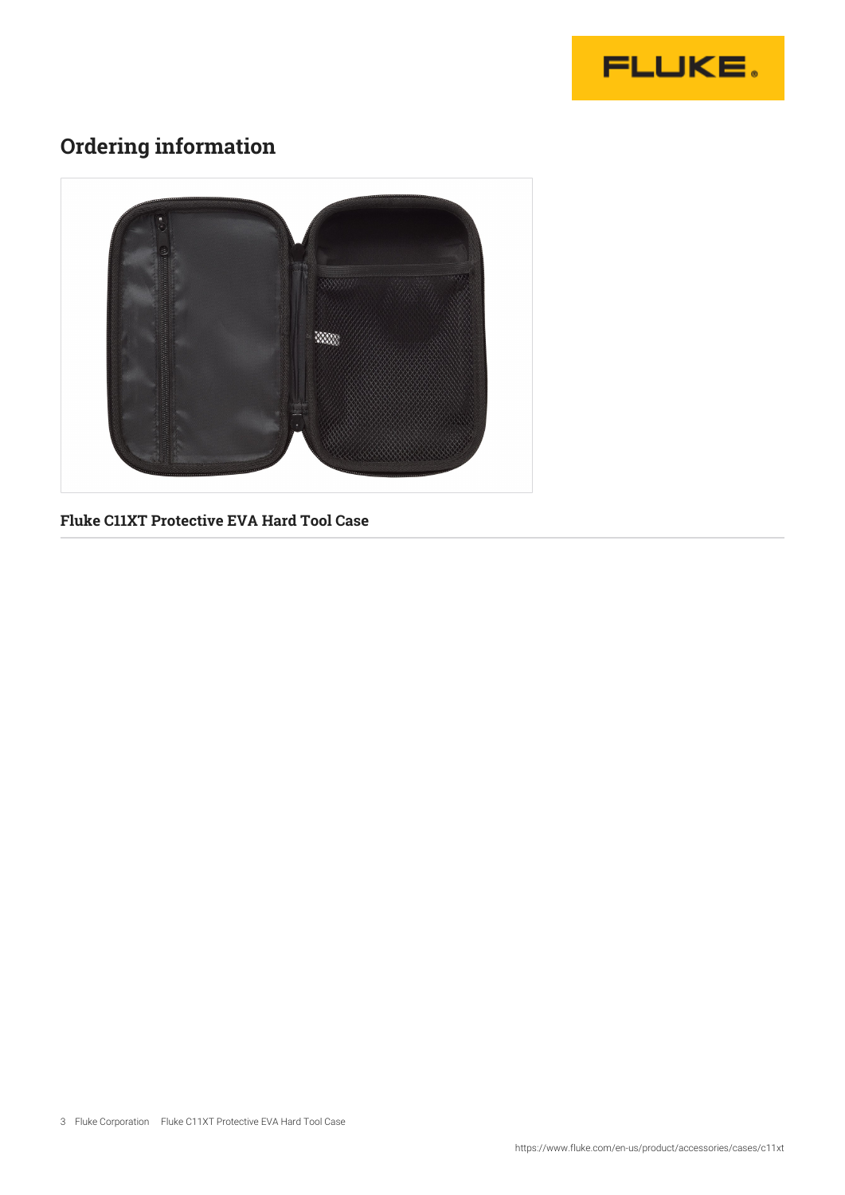## Ordering information

**Fluke C11XT Protective EVA Hard Tool Case**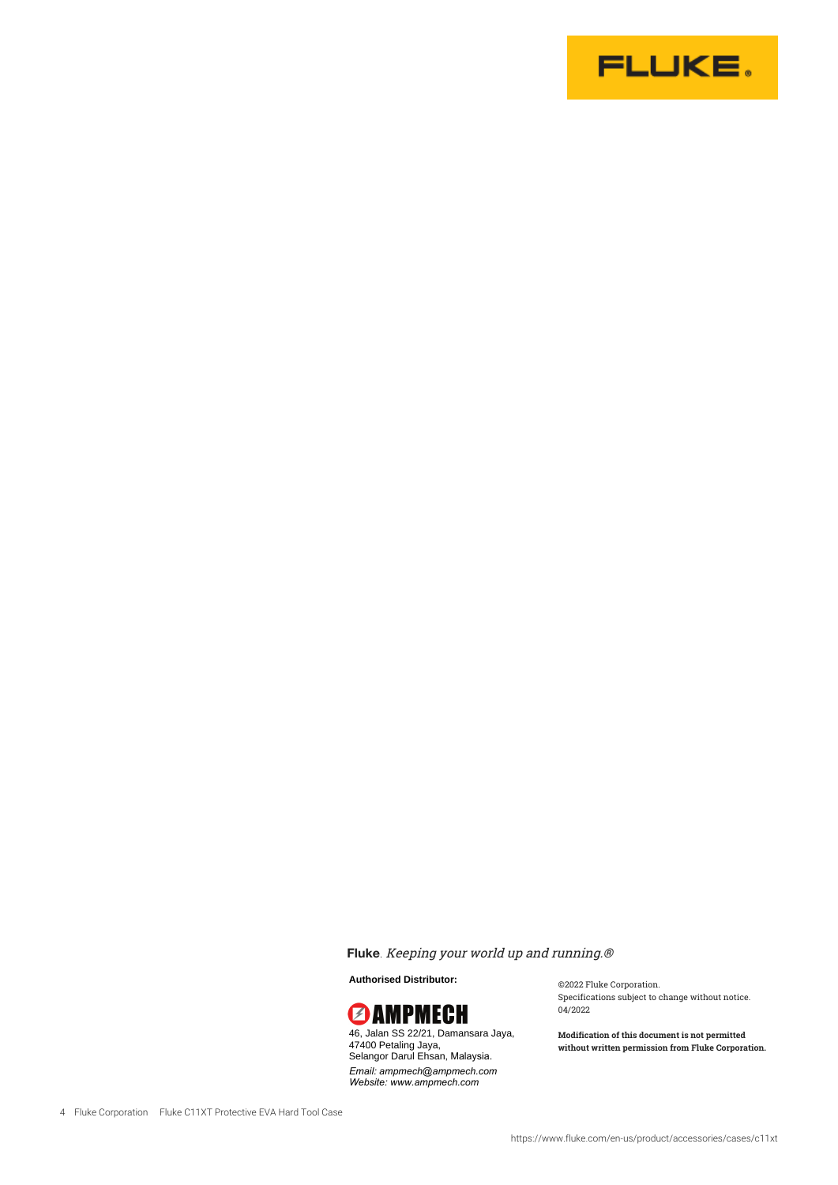**Fluke**. *Keeping your world up and running.®*

**Authorised Distributor:**

AMPMECH

46, Jalan SS 22/21, Damansara Jaya,
47400 Petaling Jaya,
Selangor Darul Ehsan, Malaysia.
*Email: ampmech@ampmech.com*
*Website: www.ampmech.com*

©2022 Fluke Corporation.
Specifications subject to change without notice.
04/2022

**Modification of this document is not permitted without written permission from Fluke Corporation.**

https://www.fluke.com/en-us/product/accessories/cases/c11xt